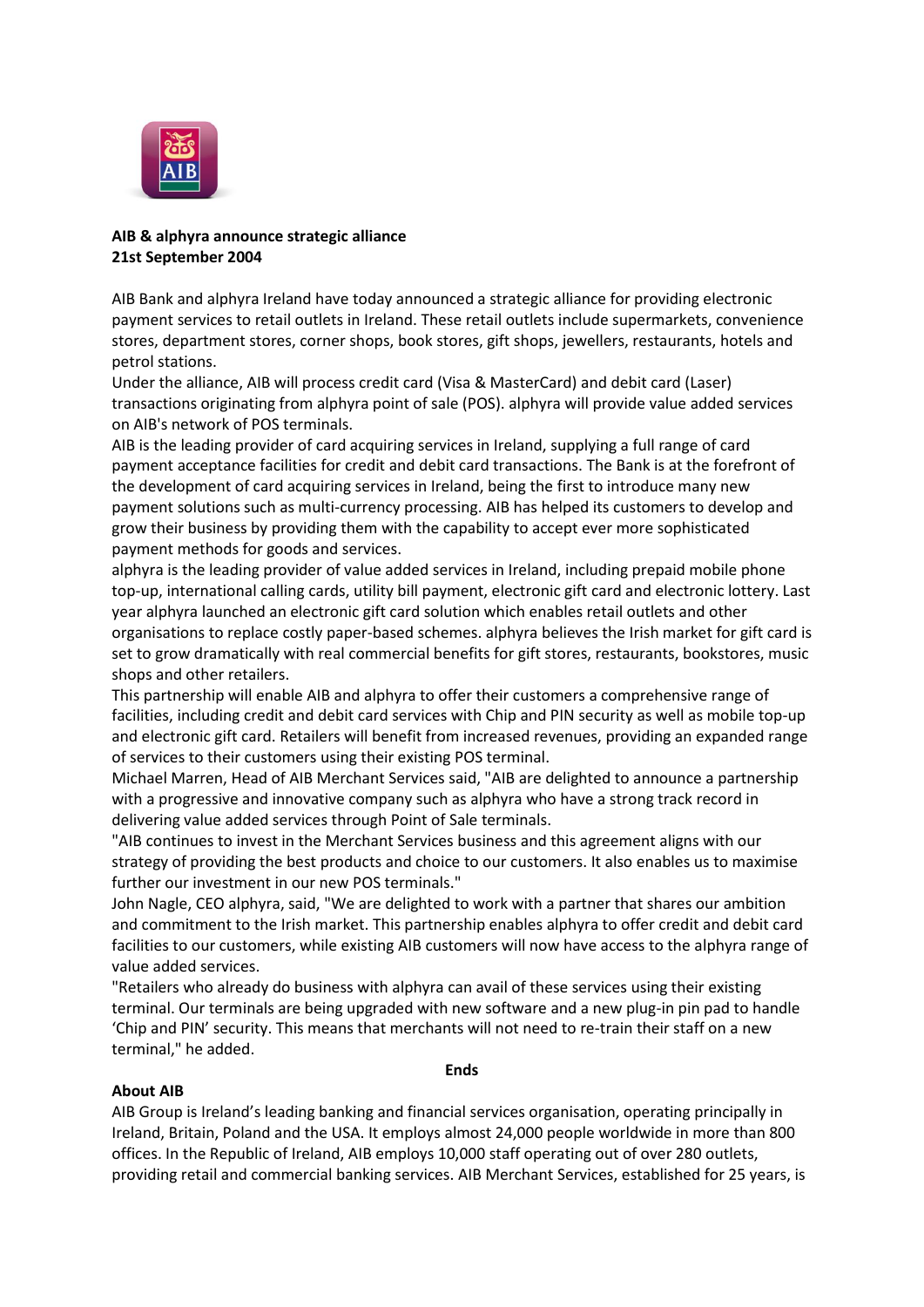**AIB & alphyra announce strategic alliance**
**21st September 2004**

AIB Bank and alphyra Ireland have today announced a strategic alliance for providing electronic payment services to retail outlets in Ireland. These retail outlets include supermarkets, convenience stores, department stores, corner shops, book stores, gift shops, jewellers, restaurants, hotels and petrol stations.

Under the alliance, AIB will process credit card (Visa & MasterCard) and debit card (Laser) transactions originating from alphyra point of sale (POS). alphyra will provide value added services on AIB's network of POS terminals.

AIB is the leading provider of card acquiring services in Ireland, supplying a full range of card payment acceptance facilities for credit and debit card transactions. The Bank is at the forefront of the development of card acquiring services in Ireland, being the first to introduce many new payment solutions such as multi-currency processing. AIB has helped its customers to develop and grow their business by providing them with the capability to accept ever more sophisticated payment methods for goods and services.

alphyra is the leading provider of value added services in Ireland, including prepaid mobile phone top-up, international calling cards, utility bill payment, electronic gift card and electronic lottery. Last year alphyra launched an electronic gift card solution which enables retail outlets and other organisations to replace costly paper-based schemes. alphyra believes the Irish market for gift card is set to grow dramatically with real commercial benefits for gift stores, restaurants, bookstores, music shops and other retailers.

This partnership will enable AIB and alphyra to offer their customers a comprehensive range of facilities, including credit and debit card services with Chip and PIN security as well as mobile top-up and electronic gift card. Retailers will benefit from increased revenues, providing an expanded range of services to their customers using their existing POS terminal.

Michael Marren, Head of AIB Merchant Services said, "AIB are delighted to announce a partnership with a progressive and innovative company such as alphyra who have a strong track record in delivering value added services through Point of Sale terminals.

"AIB continues to invest in the Merchant Services business and this agreement aligns with our strategy of providing the best products and choice to our customers. It also enables us to maximise further our investment in our new POS terminals."

John Nagle, CEO alphyra, said, "We are delighted to work with a partner that shares our ambition and commitment to the Irish market. This partnership enables alphyra to offer credit and debit card facilities to our customers, while existing AIB customers will now have access to the alphyra range of value added services.

"Retailers who already do business with alphyra can avail of these services using their existing terminal. Our terminals are being upgraded with new software and a new plug-in pin pad to handle 'Chip and PIN' security. This means that merchants will not need to re-train their staff on a new terminal," he added.

**Ends**

**About AIB**

AIB Group is Ireland's leading banking and financial services organisation, operating principally in Ireland, Britain, Poland and the USA. It employs almost 24,000 people worldwide in more than 800 offices. In the Republic of Ireland, AIB employs 10,000 staff operating out of over 280 outlets, providing retail and commercial banking services. AIB Merchant Services, established for 25 years, is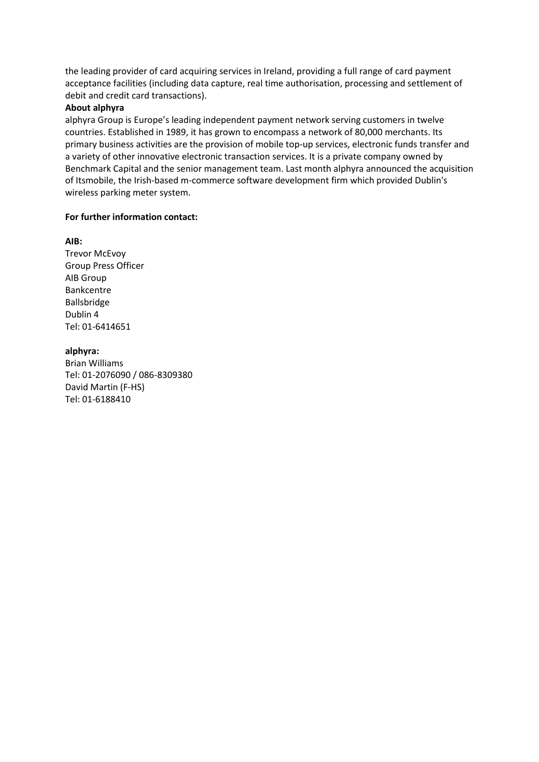the leading provider of card acquiring services in Ireland, providing a full range of card payment acceptance facilities (including data capture, real time authorisation, processing and settlement of debit and credit card transactions).

**About alphyra**

alphyra Group is Europe's leading independent payment network serving customers in twelve countries. Established in 1989, it has grown to encompass a network of 80,000 merchants. Its primary business activities are the provision of mobile top-up services, electronic funds transfer and a variety of other innovative electronic transaction services. It is a private company owned by Benchmark Capital and the senior management team. Last month alphyra announced the acquisition of Itsmobile, the Irish-based m-commerce software development firm which provided Dublin's wireless parking meter system.

**For further information contact:**

**AIB:**

Trevor McEvoy
Group Press Officer
AIB Group
Bankcentre
Ballsbridge
Dublin 4
Tel: 01-6414651

**alphyra:**

Brian Williams
Tel: 01-2076090 / 086-8309380
David Martin (F-HS)
Tel: 01-6188410